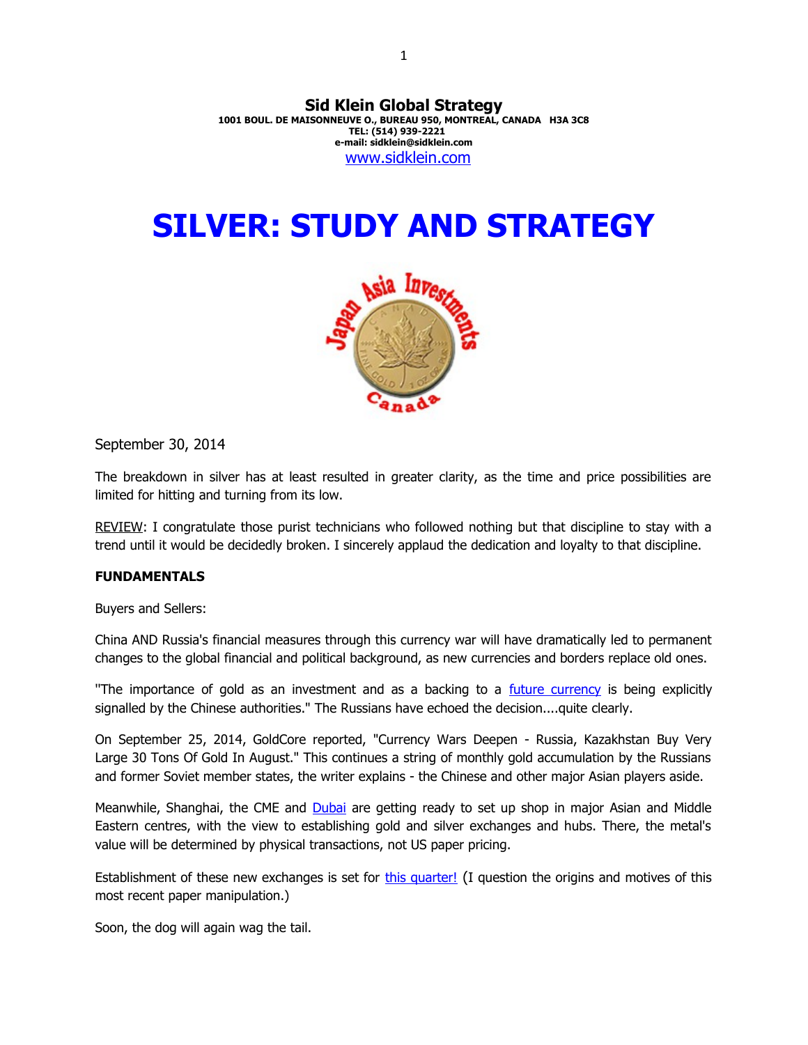**Sid Klein Global Strategy**
**1001 BOUL. DE MAISONNEUVE O., BUREAU 950, MONTREAL, CANADA H3A 3C8**
**TEL: (514) 939-2221**
**e-mail: sidklein@sidklein.com**
www.sidklein.com

# SILVER: STUDY AND STRATEGY

September 30, 2014

The breakdown in silver has at least resulted in greater clarity, as the time and price possibilities are limited for hitting and turning from its low.

REVIEW: I congratulate those purist technicians who followed nothing but that discipline to stay with a trend until it would be decidedly broken. I sincerely applaud the dedication and loyalty to that discipline.

**FUNDAMENTALS**

Buyers and Sellers:

China AND Russia's financial measures through this currency war will have dramatically led to permanent changes to the global financial and political background, as new currencies and borders replace old ones.

"The importance of gold as an investment and as a backing to a future currency is being explicitly signalled by the Chinese authorities." The Russians have echoed the decision....quite clearly.

On September 25, 2014, GoldCore reported, "Currency Wars Deepen - Russia, Kazakhstan Buy Very Large 30 Tons Of Gold In August." This continues a string of monthly gold accumulation by the Russians and former Soviet member states, the writer explains - the Chinese and other major Asian players aside.

Meanwhile, Shanghai, the CME and Dubai are getting ready to set up shop in major Asian and Middle Eastern centres, with the view to establishing gold and silver exchanges and hubs. There, the metal's value will be determined by physical transactions, not US paper pricing.

Establishment of these new exchanges is set for this quarter! (I question the origins and motives of this most recent paper manipulation.)

Soon, the dog will again wag the tail.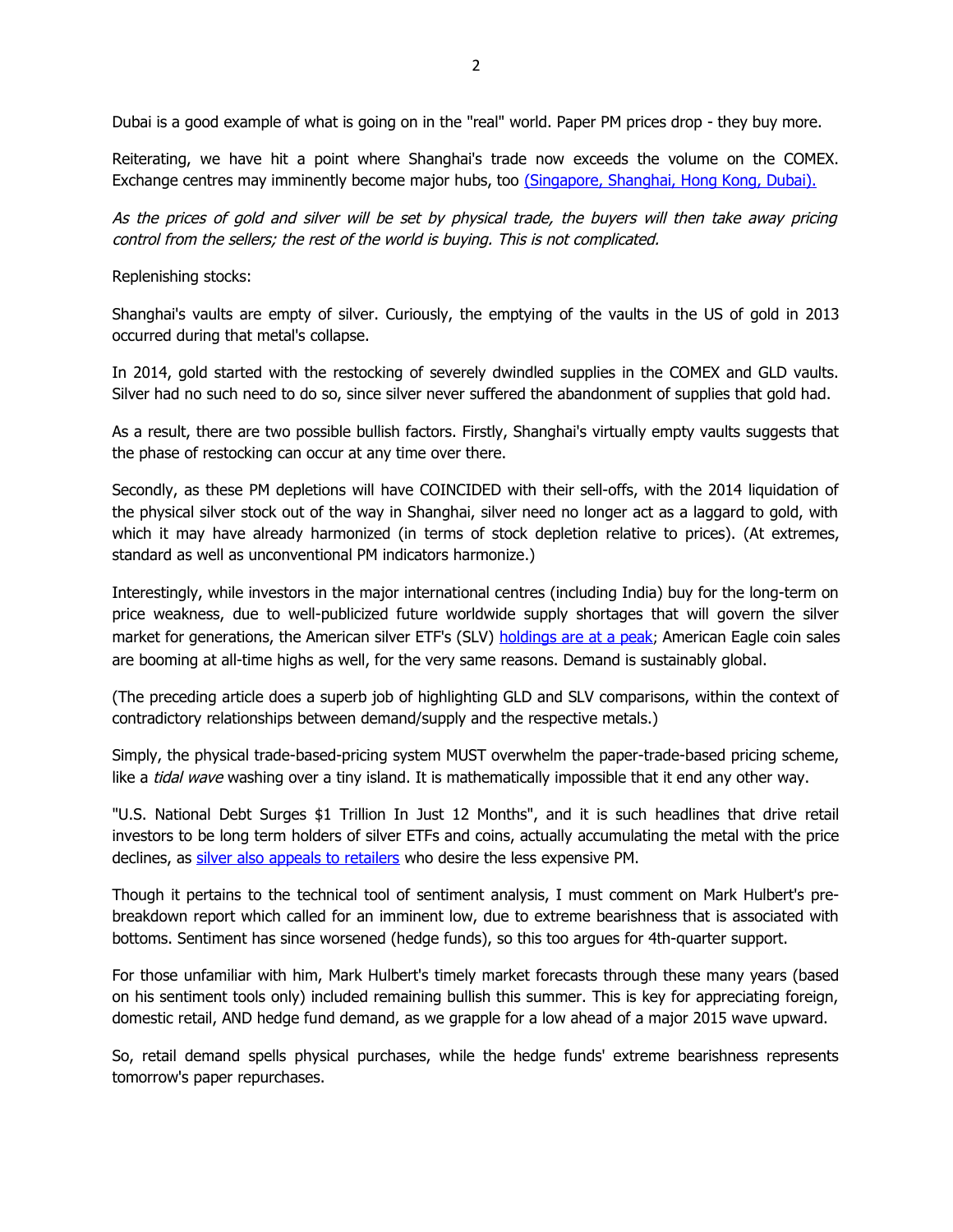Dubai is a good example of what is going on in the "real" world. Paper PM prices drop - they buy more.

Reiterating, we have hit a point where Shanghai's trade now exceeds the volume on the COMEX. Exchange centres may imminently become major hubs, too (Singapore, Shanghai, Hong Kong, Dubai).

*As the prices of gold and silver will be set by physical trade, the buyers will then take away pricing control from the sellers; the rest of the world is buying. This is not complicated.*

Replenishing stocks:

Shanghai's vaults are empty of silver. Curiously, the emptying of the vaults in the US of gold in 2013 occurred during that metal's collapse.

In 2014, gold started with the restocking of severely dwindled supplies in the COMEX and GLD vaults. Silver had no such need to do so, since silver never suffered the abandonment of supplies that gold had.

As a result, there are two possible bullish factors. Firstly, Shanghai's virtually empty vaults suggests that the phase of restocking can occur at any time over there.

Secondly, as these PM depletions will have COINCIDED with their sell-offs, with the 2014 liquidation of the physical silver stock out of the way in Shanghai, silver need no longer act as a laggard to gold, with which it may have already harmonized (in terms of stock depletion relative to prices). (At extremes, standard as well as unconventional PM indicators harmonize.)

Interestingly, while investors in the major international centres (including India) buy for the long-term on price weakness, due to well-publicized future worldwide supply shortages that will govern the silver market for generations, the American silver ETF's (SLV) holdings are at a peak; American Eagle coin sales are booming at all-time highs as well, for the very same reasons. Demand is sustainably global.

(The preceding article does a superb job of highlighting GLD and SLV comparisons, within the context of contradictory relationships between demand/supply and the respective metals.)

Simply, the physical trade-based-pricing system MUST overwhelm the paper-trade-based pricing scheme, like a *tidal wave* washing over a tiny island. It is mathematically impossible that it end any other way.

"U.S. National Debt Surges $1 Trillion In Just 12 Months", and it is such headlines that drive retail investors to be long term holders of silver ETFs and coins, actually accumulating the metal with the price declines, as silver also appeals to retailers who desire the less expensive PM.

Though it pertains to the technical tool of sentiment analysis, I must comment on Mark Hulbert's pre-breakdown report which called for an imminent low, due to extreme bearishness that is associated with bottoms. Sentiment has since worsened (hedge funds), so this too argues for 4th-quarter support.

For those unfamiliar with him, Mark Hulbert's timely market forecasts through these many years (based on his sentiment tools only) included remaining bullish this summer. This is key for appreciating foreign, domestic retail, AND hedge fund demand, as we grapple for a low ahead of a major 2015 wave upward.

So, retail demand spells physical purchases, while the hedge funds' extreme bearishness represents tomorrow's paper repurchases.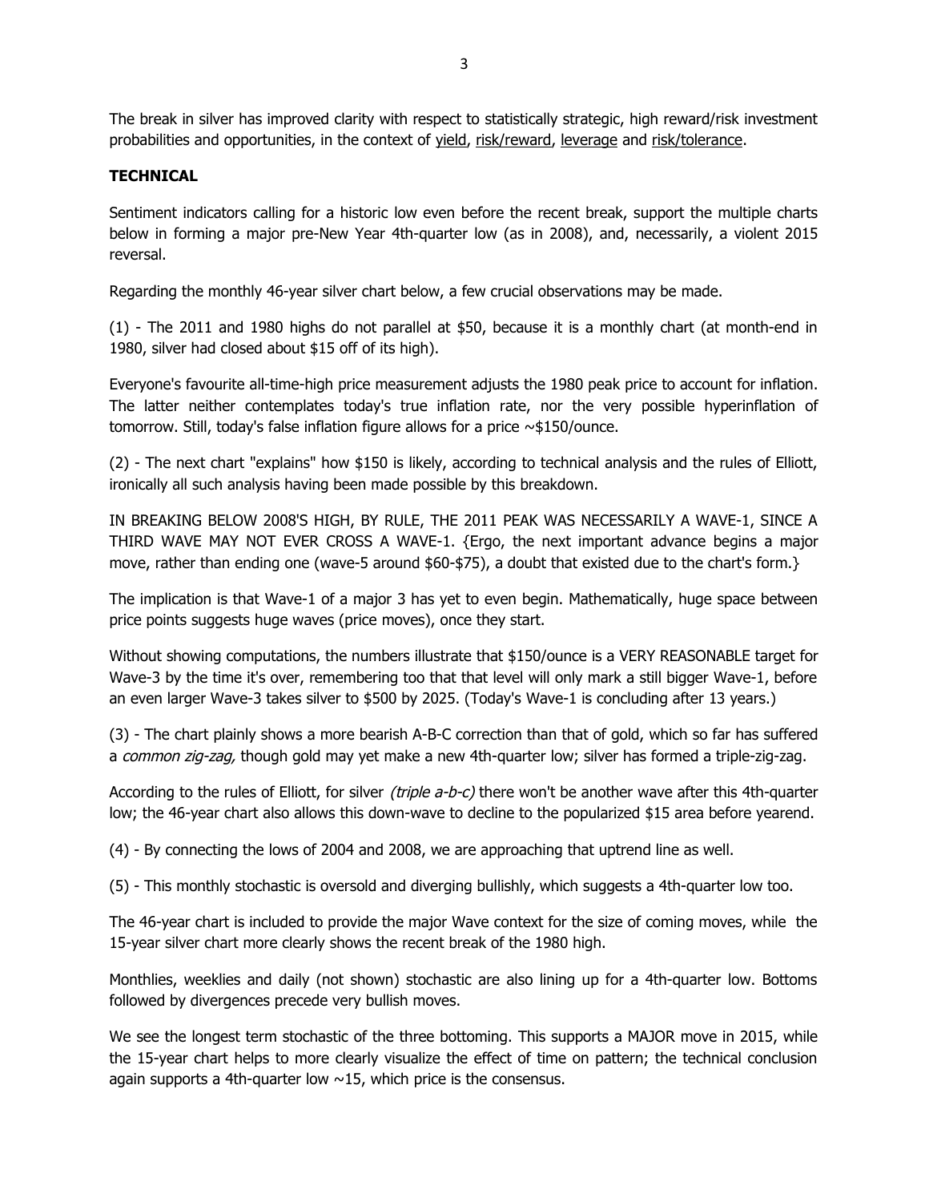The break in silver has improved clarity with respect to statistically strategic, high reward/risk investment probabilities and opportunities, in the context of <u>yield</u>, <u>risk/reward</u>, <u>leverage</u> and <u>risk/tolerance</u>.

**TECHNICAL**

Sentiment indicators calling for a historic low even before the recent break, support the multiple charts below in forming a major pre-New Year 4th-quarter low (as in 2008), and, necessarily, a violent 2015 reversal.

Regarding the monthly 46-year silver chart below, a few crucial observations may be made.

(1) - The 2011 and 1980 highs do not parallel at $50, because it is a monthly chart (at month-end in 1980, silver had closed about $15 off of its high).

Everyone's favourite all-time-high price measurement adjusts the 1980 peak price to account for inflation. The latter neither contemplates today's true inflation rate, nor the very possible hyperinflation of tomorrow. Still, today's false inflation figure allows for a price ~$150/ounce.

(2) - The next chart "explains" how $150 is likely, according to technical analysis and the rules of Elliott, ironically all such analysis having been made possible by this breakdown.

IN BREAKING BELOW 2008'S HIGH, BY RULE, THE 2011 PEAK WAS NECESSARILY A WAVE-1, SINCE A THIRD WAVE MAY NOT EVER CROSS A WAVE-1. {Ergo, the next important advance begins a major move, rather than ending one (wave-5 around $60-$75), a doubt that existed due to the chart's form.}

The implication is that Wave-1 of a major 3 has yet to even begin. Mathematically, huge space between price points suggests huge waves (price moves), once they start.

Without showing computations, the numbers illustrate that $150/ounce is a VERY REASONABLE target for Wave-3 by the time it's over, remembering too that that level will only mark a still bigger Wave-1, before an even larger Wave-3 takes silver to $500 by 2025. (Today's Wave-1 is concluding after 13 years.)

(3) - The chart plainly shows a more bearish A-B-C correction than that of gold, which so far has suffered a *common zig-zag,* though gold may yet make a new 4th-quarter low; silver has formed a triple-zig-zag.

According to the rules of Elliott, for silver *(triple a-b-c)* there won't be another wave after this 4th-quarter low; the 46-year chart also allows this down-wave to decline to the popularized $15 area before yearend.

(4) - By connecting the lows of 2004 and 2008, we are approaching that uptrend line as well.

(5) - This monthly stochastic is oversold and diverging bullishly, which suggests a 4th-quarter low too.

The 46-year chart is included to provide the major Wave context for the size of coming moves, while the 15-year silver chart more clearly shows the recent break of the 1980 high.

Monthlies, weeklies and daily (not shown) stochastic are also lining up for a 4th-quarter low. Bottoms followed by divergences precede very bullish moves.

We see the longest term stochastic of the three bottoming. This supports a MAJOR move in 2015, while the 15-year chart helps to more clearly visualize the effect of time on pattern; the technical conclusion again supports a 4th-quarter low ~15, which price is the consensus.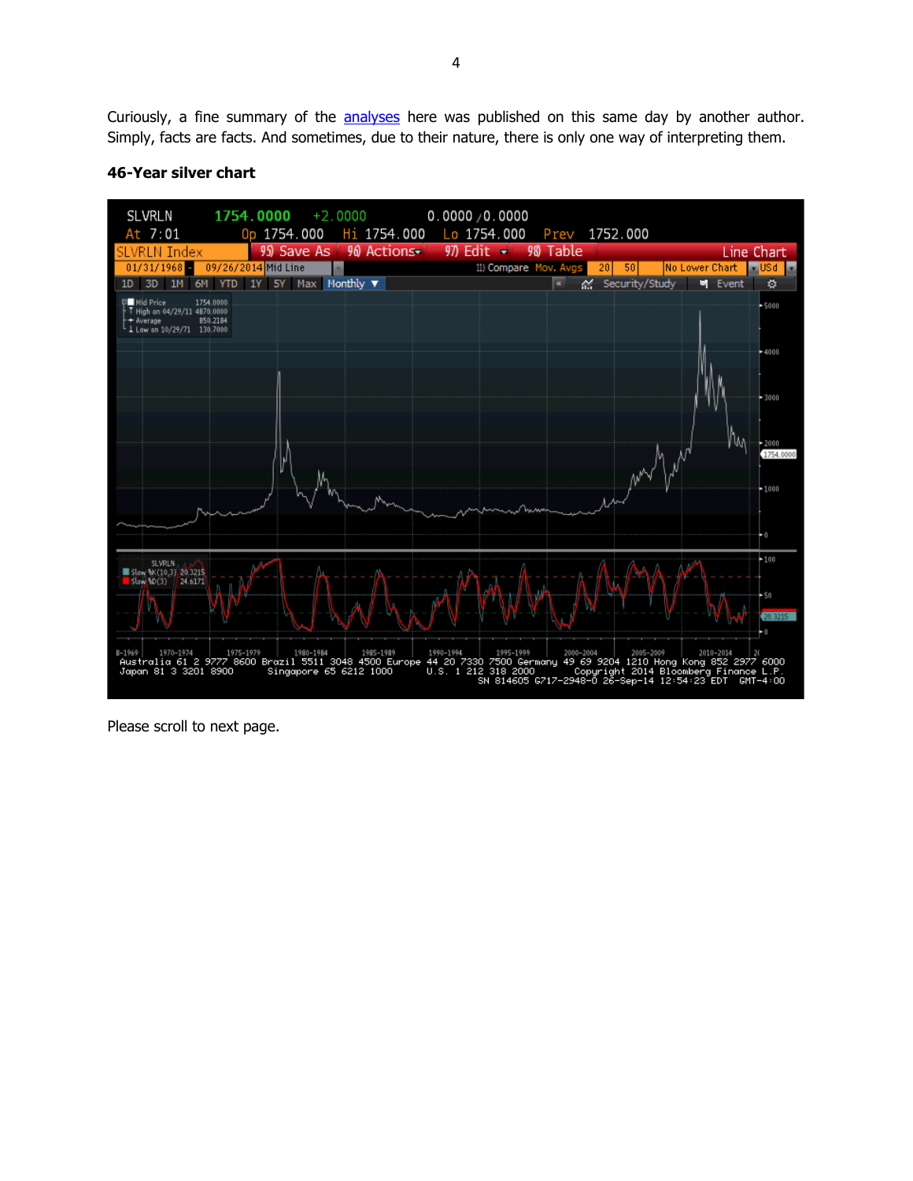Curiously, a fine summary of the analyses here was published on this same day by another author. Simply, facts are facts. And sometimes, due to their nature, there is only one way of interpreting them.

**46-Year silver chart**

Please scroll to next page.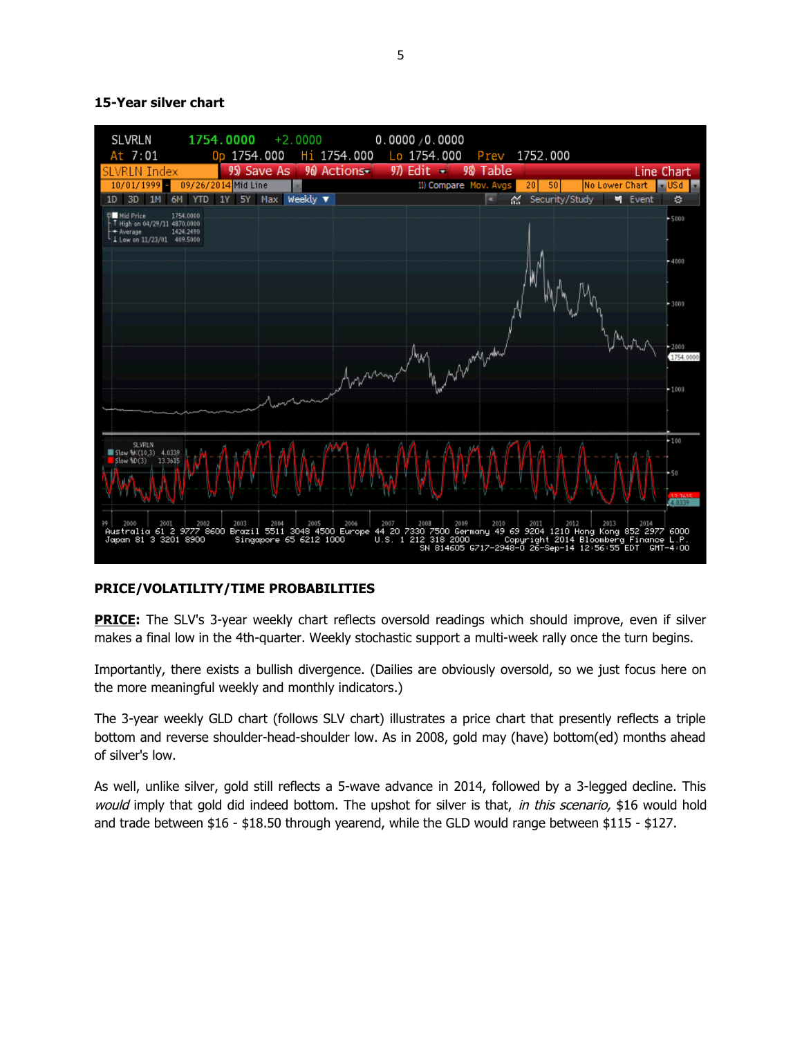**15-Year silver chart**

**PRICE/VOLATILITY/TIME PROBABILITIES**

**PRICE:** The SLV's 3-year weekly chart reflects oversold readings which should improve, even if silver makes a final low in the 4th-quarter. Weekly stochastic support a multi-week rally once the turn begins.

Importantly, there exists a bullish divergence. (Dailies are obviously oversold, so we just focus here on the more meaningful weekly and monthly indicators.)

The 3-year weekly GLD chart (follows SLV chart) illustrates a price chart that presently reflects a triple bottom and reverse shoulder-head-shoulder low. As in 2008, gold may (have) bottom(ed) months ahead of silver's low.

As well, unlike silver, gold still reflects a 5-wave advance in 2014, followed by a 3-legged decline. This *would* imply that gold did indeed bottom. The upshot for silver is that, *in this scenario,* $16 would hold and trade between $16 - $18.50 through yearend, while the GLD would range between $115 - $127.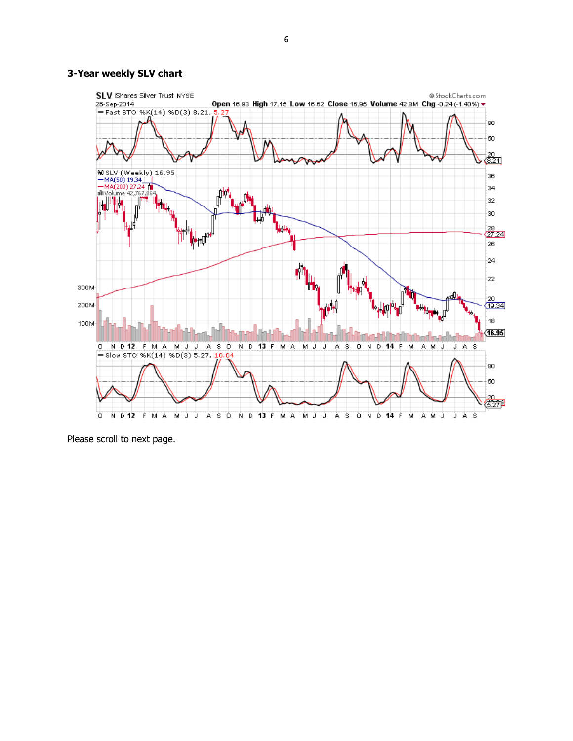### 3-Year weekly SLV chart

Please scroll to next page.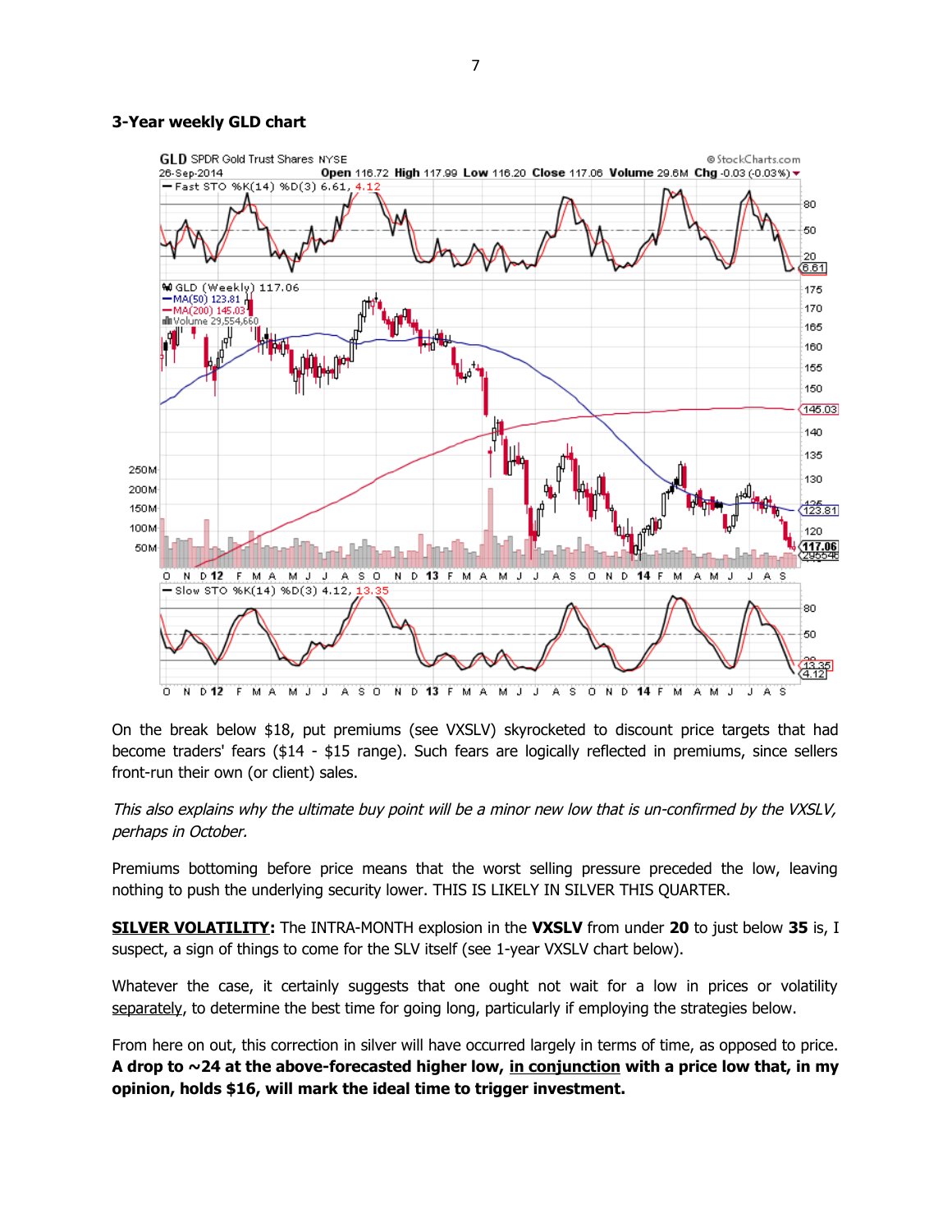### 3-Year weekly GLD chart

On the break below $18, put premiums (see VXSLV) skyrocketed to discount price targets that had become traders' fears ($14 - $15 range). Such fears are logically reflected in premiums, since sellers front-run their own (or client) sales.

*This also explains why the ultimate buy point will be a minor new low that is un-confirmed by the VXSLV, perhaps in October.*

Premiums bottoming before price means that the worst selling pressure preceded the low, leaving nothing to push the underlying security lower. THIS IS LIKELY IN SILVER THIS QUARTER.

**SILVER VOLATILITY:** The INTRA-MONTH explosion in the **VXSLV** from under **20** to just below **35** is, I suspect, a sign of things to come for the SLV itself (see 1-year VXSLV chart below).

Whatever the case, it certainly suggests that one ought not wait for a low in prices or volatility separately, to determine the best time for going long, particularly if employing the strategies below.

From here on out, this correction in silver will have occurred largely in terms of time, as opposed to price. **A drop to ~24 at the above-forecasted higher low, in conjunction with a price low that, in my opinion, holds $16, will mark the ideal time to trigger investment.**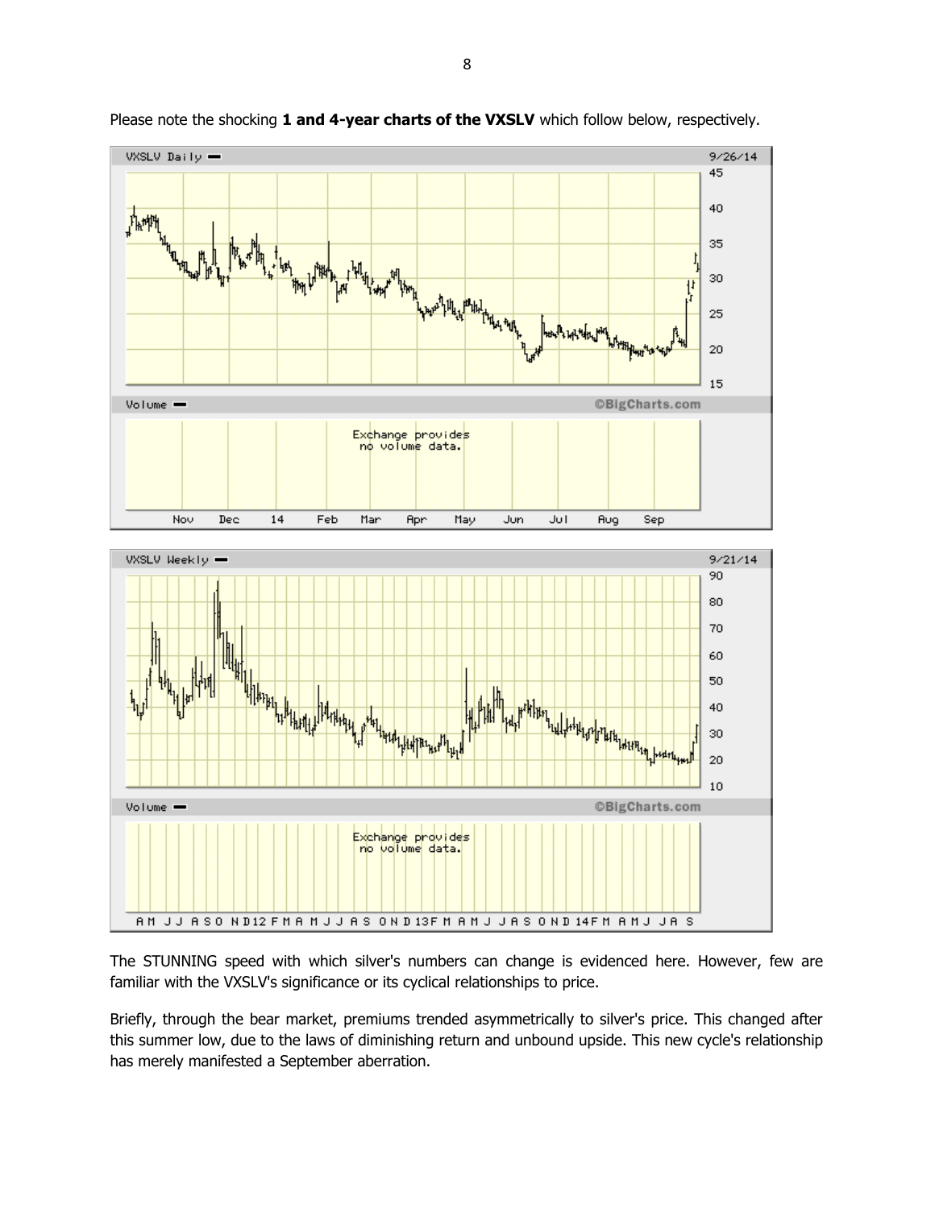Please note the shocking **1 and 4-year charts of the VXSLV** which follow below, respectively.

The STUNNING speed with which silver's numbers can change is evidenced here. However, few are familiar with the VXSLV's significance or its cyclical relationships to price.

Briefly, through the bear market, premiums trended asymmetrically to silver's price. This changed after this summer low, due to the laws of diminishing return and unbound upside. This new cycle's relationship has merely manifested a September aberration.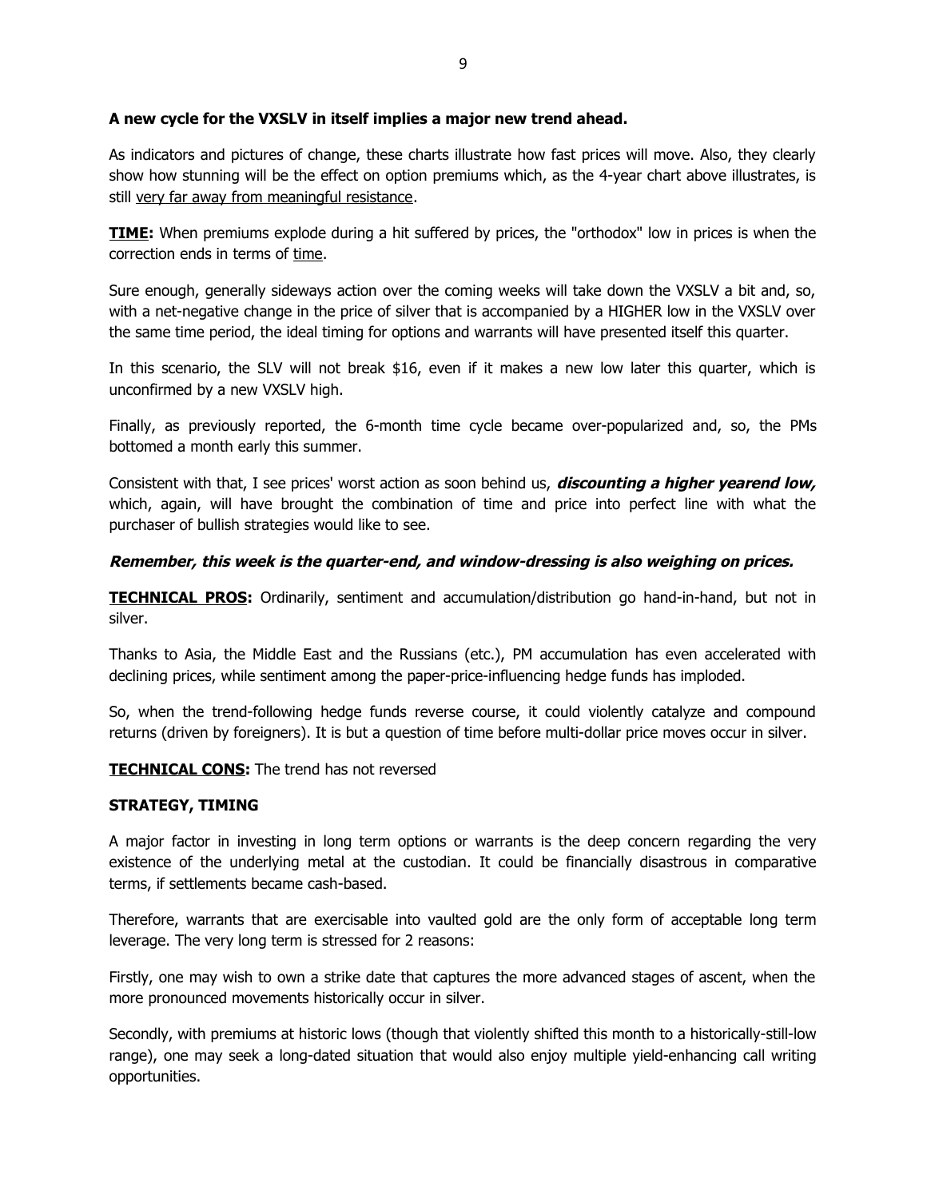**A new cycle for the VXSLV in itself implies a major new trend ahead.**

As indicators and pictures of change, these charts illustrate how fast prices will move. Also, they clearly show how stunning will be the effect on option premiums which, as the 4-year chart above illustrates, is still very far away from meaningful resistance.

**TIME:** When premiums explode during a hit suffered by prices, the "orthodox" low in prices is when the correction ends in terms of time.

Sure enough, generally sideways action over the coming weeks will take down the VXSLV a bit and, so, with a net-negative change in the price of silver that is accompanied by a HIGHER low in the VXSLV over the same time period, the ideal timing for options and warrants will have presented itself this quarter.

In this scenario, the SLV will not break $16, even if it makes a new low later this quarter, which is unconfirmed by a new VXSLV high.

Finally, as previously reported, the 6-month time cycle became over-popularized and, so, the PMs bottomed a month early this summer.

Consistent with that, I see prices' worst action as soon behind us, ***discounting a higher yearend low,*** which, again, will have brought the combination of time and price into perfect line with what the purchaser of bullish strategies would like to see.

***Remember, this week is the quarter-end, and window-dressing is also weighing on prices.***

**TECHNICAL PROS:** Ordinarily, sentiment and accumulation/distribution go hand-in-hand, but not in silver.

Thanks to Asia, the Middle East and the Russians (etc.), PM accumulation has even accelerated with declining prices, while sentiment among the paper-price-influencing hedge funds has imploded.

So, when the trend-following hedge funds reverse course, it could violently catalyze and compound returns (driven by foreigners). It is but a question of time before multi-dollar price moves occur in silver.

**TECHNICAL CONS:** The trend has not reversed

**STRATEGY, TIMING**

A major factor in investing in long term options or warrants is the deep concern regarding the very existence of the underlying metal at the custodian. It could be financially disastrous in comparative terms, if settlements became cash-based.

Therefore, warrants that are exercisable into vaulted gold are the only form of acceptable long term leverage. The very long term is stressed for 2 reasons:

Firstly, one may wish to own a strike date that captures the more advanced stages of ascent, when the more pronounced movements historically occur in silver.

Secondly, with premiums at historic lows (though that violently shifted this month to a historically-still-low range), one may seek a long-dated situation that would also enjoy multiple yield-enhancing call writing opportunities.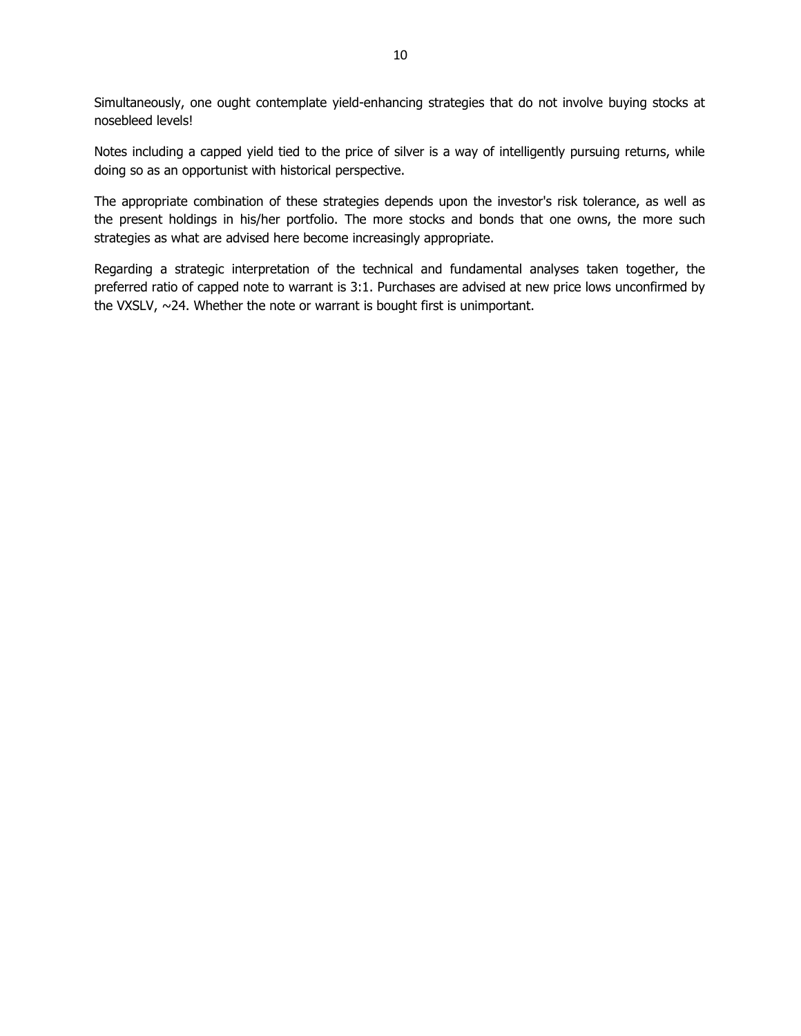Simultaneously, one ought contemplate yield-enhancing strategies that do not involve buying stocks at nosebleed levels!

Notes including a capped yield tied to the price of silver is a way of intelligently pursuing returns, while doing so as an opportunist with historical perspective.

The appropriate combination of these strategies depends upon the investor's risk tolerance, as well as the present holdings in his/her portfolio. The more stocks and bonds that one owns, the more such strategies as what are advised here become increasingly appropriate.

Regarding a strategic interpretation of the technical and fundamental analyses taken together, the preferred ratio of capped note to warrant is 3:1. Purchases are advised at new price lows unconfirmed by the VXSLV, ~24. Whether the note or warrant is bought first is unimportant.